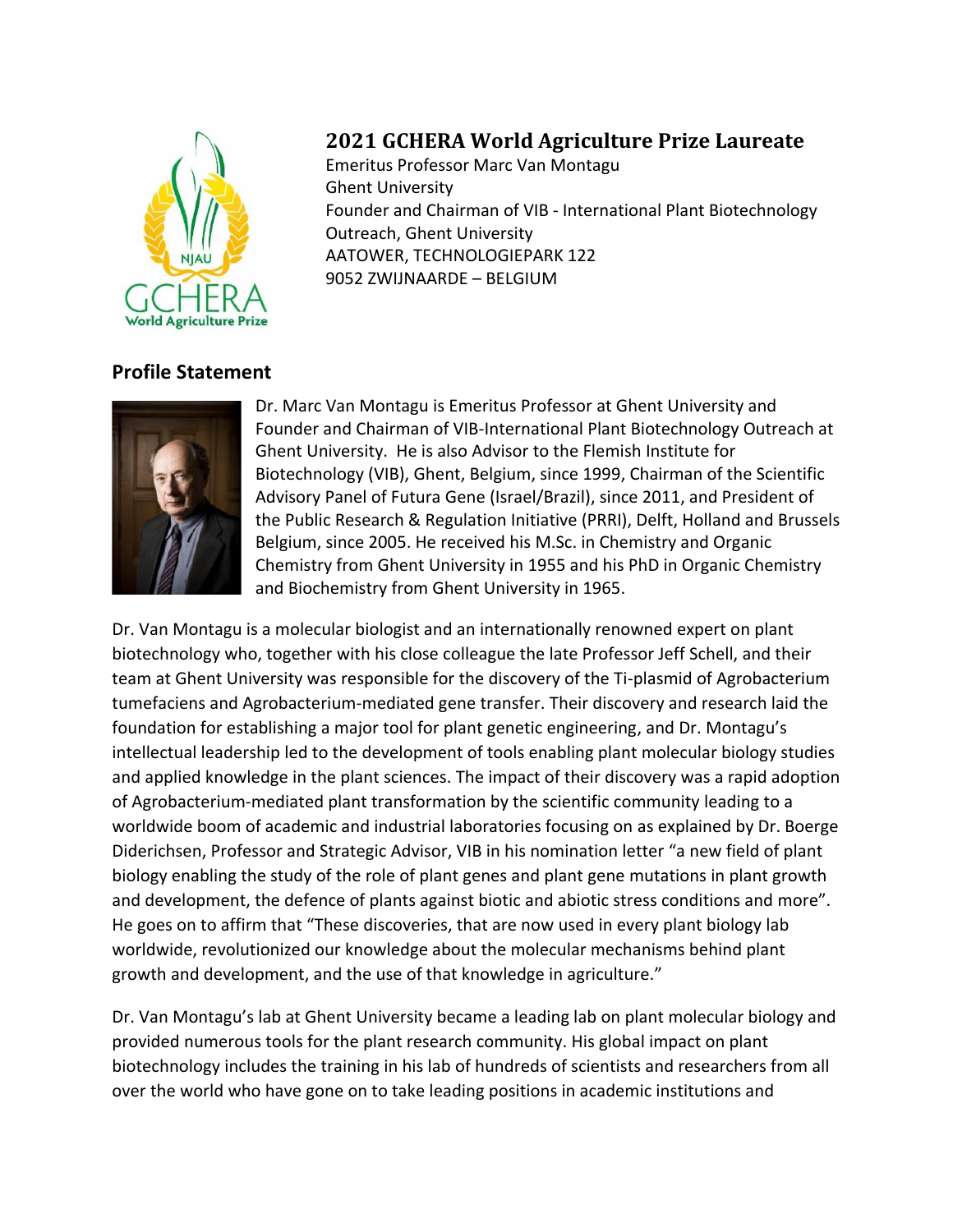# 2021 GCHERA World Agriculture Prize Laureate

Emeritus Professor Marc Van Montagu
Ghent University
Founder and Chairman of VIB - International Plant Biotechnology Outreach, Ghent University
AATOWER, TECHNOLOGIEPARK 122
9052 ZWIJNAARDE – BELGIUM

## Profile Statement

Dr. Marc Van Montagu is Emeritus Professor at Ghent University and Founder and Chairman of VIB-International Plant Biotechnology Outreach at Ghent University. He is also Advisor to the Flemish Institute for Biotechnology (VIB), Ghent, Belgium, since 1999, Chairman of the Scientific Advisory Panel of Futura Gene (Israel/Brazil), since 2011, and President of the Public Research & Regulation Initiative (PRRI), Delft, Holland and Brussels Belgium, since 2005. He received his M.Sc. in Chemistry and Organic Chemistry from Ghent University in 1955 and his PhD in Organic Chemistry and Biochemistry from Ghent University in 1965.

Dr. Van Montagu is a molecular biologist and an internationally renowned expert on plant biotechnology who, together with his close colleague the late Professor Jeff Schell, and their team at Ghent University was responsible for the discovery of the Ti-plasmid of Agrobacterium tumefaciens and Agrobacterium-mediated gene transfer. Their discovery and research laid the foundation for establishing a major tool for plant genetic engineering, and Dr. Montagu's intellectual leadership led to the development of tools enabling plant molecular biology studies and applied knowledge in the plant sciences. The impact of their discovery was a rapid adoption of Agrobacterium-mediated plant transformation by the scientific community leading to a worldwide boom of academic and industrial laboratories focusing on as explained by Dr. Boerge Diderichsen, Professor and Strategic Advisor, VIB in his nomination letter "a new field of plant biology enabling the study of the role of plant genes and plant gene mutations in plant growth and development, the defence of plants against biotic and abiotic stress conditions and more". He goes on to affirm that "These discoveries, that are now used in every plant biology lab worldwide, revolutionized our knowledge about the molecular mechanisms behind plant growth and development, and the use of that knowledge in agriculture."

Dr. Van Montagu's lab at Ghent University became a leading lab on plant molecular biology and provided numerous tools for the plant research community. His global impact on plant biotechnology includes the training in his lab of hundreds of scientists and researchers from all over the world who have gone on to take leading positions in academic institutions and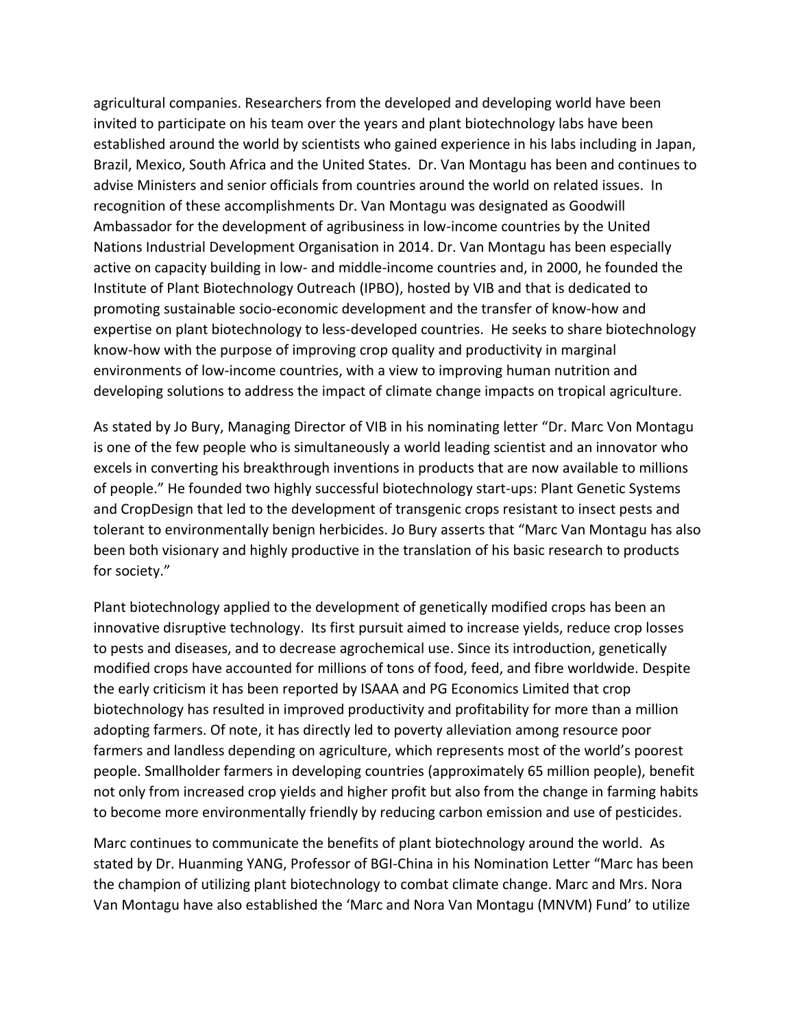agricultural companies. Researchers from the developed and developing world have been invited to participate on his team over the years and plant biotechnology labs have been established around the world by scientists who gained experience in his labs including in Japan, Brazil, Mexico, South Africa and the United States. Dr. Van Montagu has been and continues to advise Ministers and senior officials from countries around the world on related issues. In recognition of these accomplishments Dr. Van Montagu was designated as Goodwill Ambassador for the development of agribusiness in low-income countries by the United Nations Industrial Development Organisation in 2014. Dr. Van Montagu has been especially active on capacity building in low- and middle-income countries and, in 2000, he founded the Institute of Plant Biotechnology Outreach (IPBO), hosted by VIB and that is dedicated to promoting sustainable socio-economic development and the transfer of know-how and expertise on plant biotechnology to less-developed countries. He seeks to share biotechnology know-how with the purpose of improving crop quality and productivity in marginal environments of low-income countries, with a view to improving human nutrition and developing solutions to address the impact of climate change impacts on tropical agriculture.

As stated by Jo Bury, Managing Director of VIB in his nominating letter "Dr. Marc Von Montagu is one of the few people who is simultaneously a world leading scientist and an innovator who excels in converting his breakthrough inventions in products that are now available to millions of people." He founded two highly successful biotechnology start-ups: Plant Genetic Systems and CropDesign that led to the development of transgenic crops resistant to insect pests and tolerant to environmentally benign herbicides. Jo Bury asserts that "Marc Van Montagu has also been both visionary and highly productive in the translation of his basic research to products for society."

Plant biotechnology applied to the development of genetically modified crops has been an innovative disruptive technology. Its first pursuit aimed to increase yields, reduce crop losses to pests and diseases, and to decrease agrochemical use. Since its introduction, genetically modified crops have accounted for millions of tons of food, feed, and fibre worldwide. Despite the early criticism it has been reported by ISAAA and PG Economics Limited that crop biotechnology has resulted in improved productivity and profitability for more than a million adopting farmers. Of note, it has directly led to poverty alleviation among resource poor farmers and landless depending on agriculture, which represents most of the world's poorest people. Smallholder farmers in developing countries (approximately 65 million people), benefit not only from increased crop yields and higher profit but also from the change in farming habits to become more environmentally friendly by reducing carbon emission and use of pesticides.

Marc continues to communicate the benefits of plant biotechnology around the world. As stated by Dr. Huanming YANG, Professor of BGI-China in his Nomination Letter "Marc has been the champion of utilizing plant biotechnology to combat climate change. Marc and Mrs. Nora Van Montagu have also established the 'Marc and Nora Van Montagu (MNVM) Fund' to utilize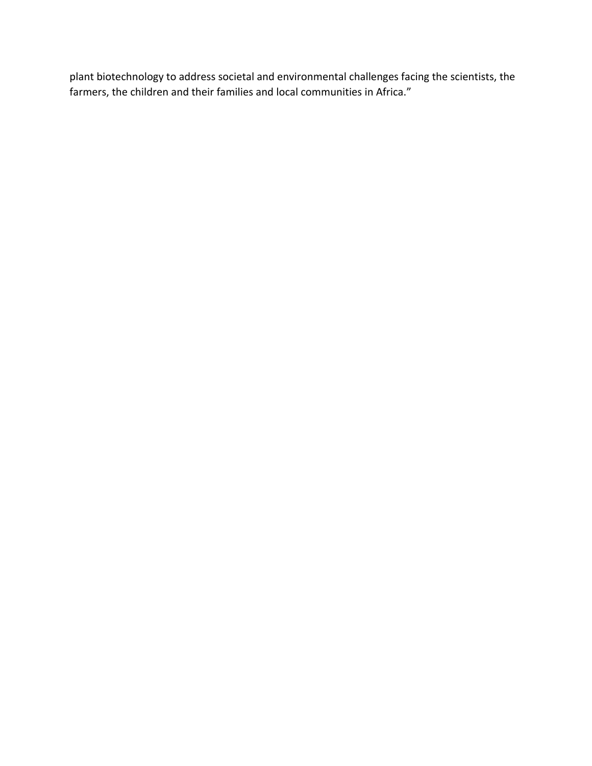plant biotechnology to address societal and environmental challenges facing the scientists, the farmers, the children and their families and local communities in Africa."